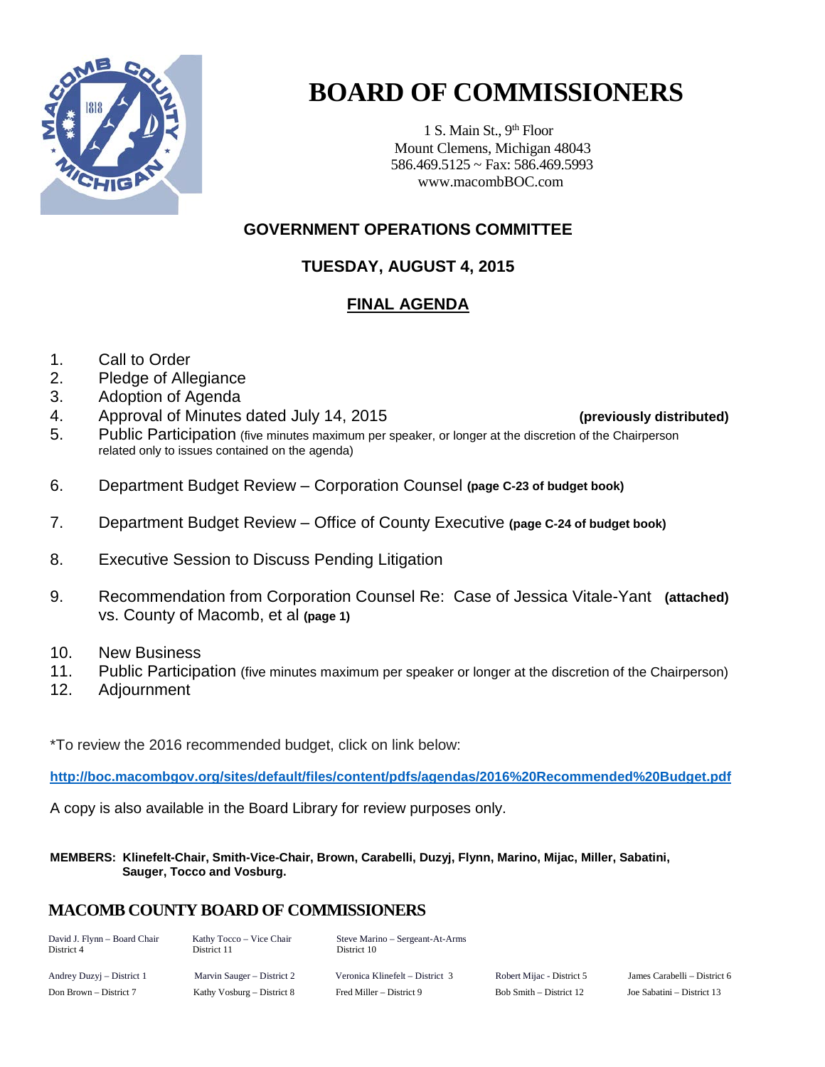# BOARD OF COMMISSIONERS

1 S. Main St., 9th Floor
Mount Clemens, Michigan 48043
586.469.5125 ~ Fax: 586.469.5993
www.macombBOC.com

## GOVERNMENT OPERATIONS COMMITTEE

### TUESDAY, AUGUST 4, 2015

### FINAL AGENDA

1. Call to Order
2. Pledge of Allegiance
3. Adoption of Agenda
4. Approval of Minutes dated July 14, 2015 **(previously distributed)**
5. Public Participation (five minutes maximum per speaker, or longer at the discretion of the Chairperson related only to issues contained on the agenda)
6. Department Budget Review – Corporation Counsel **(page C-23 of budget book)**
7. Department Budget Review – Office of County Executive **(page C-24 of budget book)**
8. Executive Session to Discuss Pending Litigation
9. Recommendation from Corporation Counsel Re: Case of Jessica Vitale-Yant vs. County of Macomb, et al **(page 1)** **(attached)**
10. New Business
11. Public Participation (five minutes maximum per speaker or longer at the discretion of the Chairperson)
12. Adjournment

*To review the 2016 recommended budget, click on link below:

**http://boc.macombgov.org/sites/default/files/content/pdfs/agendas/2016%20Recommended%20Budget.pdf**

A copy is also available in the Board Library for review purposes only.

**MEMBERS: Klinefelt-Chair, Smith-Vice-Chair, Brown, Carabelli, Duzyj, Flynn, Marino, Mijac, Miller, Sabatini, Sauger, Tocco and Vosburg.**

## MACOMB COUNTY BOARD OF COMMISSIONERS

David J. Flynn – Board Chair, District 4
Kathy Tocco – Vice Chair, District 11
Steve Marino – Sergeant-At-Arms, District 10

Andrey Duzyj – District 1
Marvin Sauger – District 2
Veronica Klinefelt – District 3
Robert Mijac - District 5
James Carabelli – District 6
Don Brown – District 7
Kathy Vosburg – District 8
Fred Miller – District 9
Bob Smith – District 12
Joe Sabatini – District 13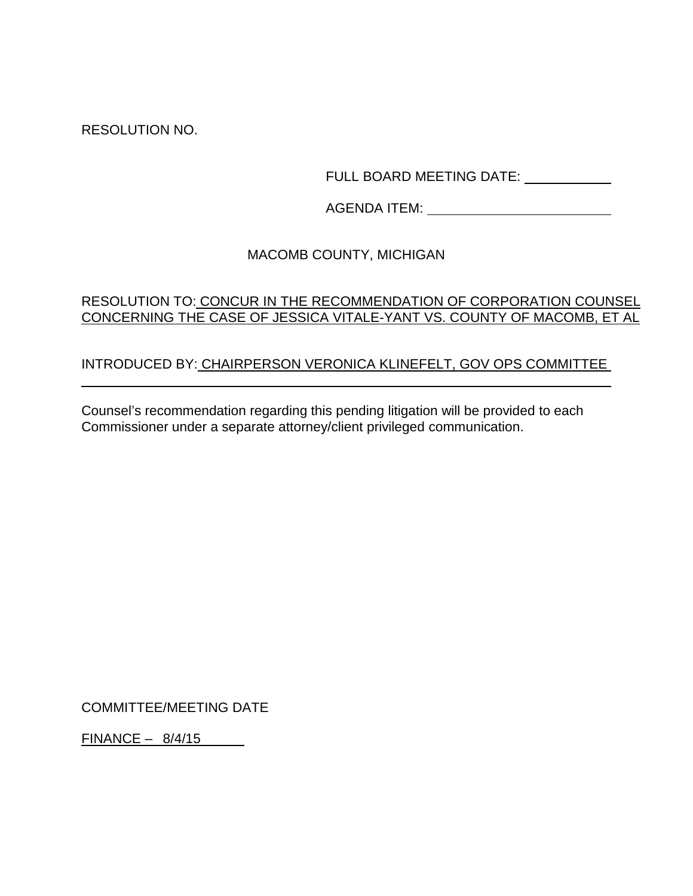RESOLUTION NO.

FULL BOARD MEETING DATE: ___________

AGENDA ITEM: ________________________

MACOMB COUNTY, MICHIGAN

RESOLUTION TO: CONCUR IN THE RECOMMENDATION OF CORPORATION COUNSEL CONCERNING THE CASE OF JESSICA VITALE-YANT VS. COUNTY OF MACOMB, ET AL

INTRODUCED BY: CHAIRPERSON VERONICA KLINEFELT, GOV OPS COMMITTEE

Counsel's recommendation regarding this pending litigation will be provided to each Commissioner under a separate attorney/client privileged communication.

COMMITTEE/MEETING DATE

FINANCE – 8/4/15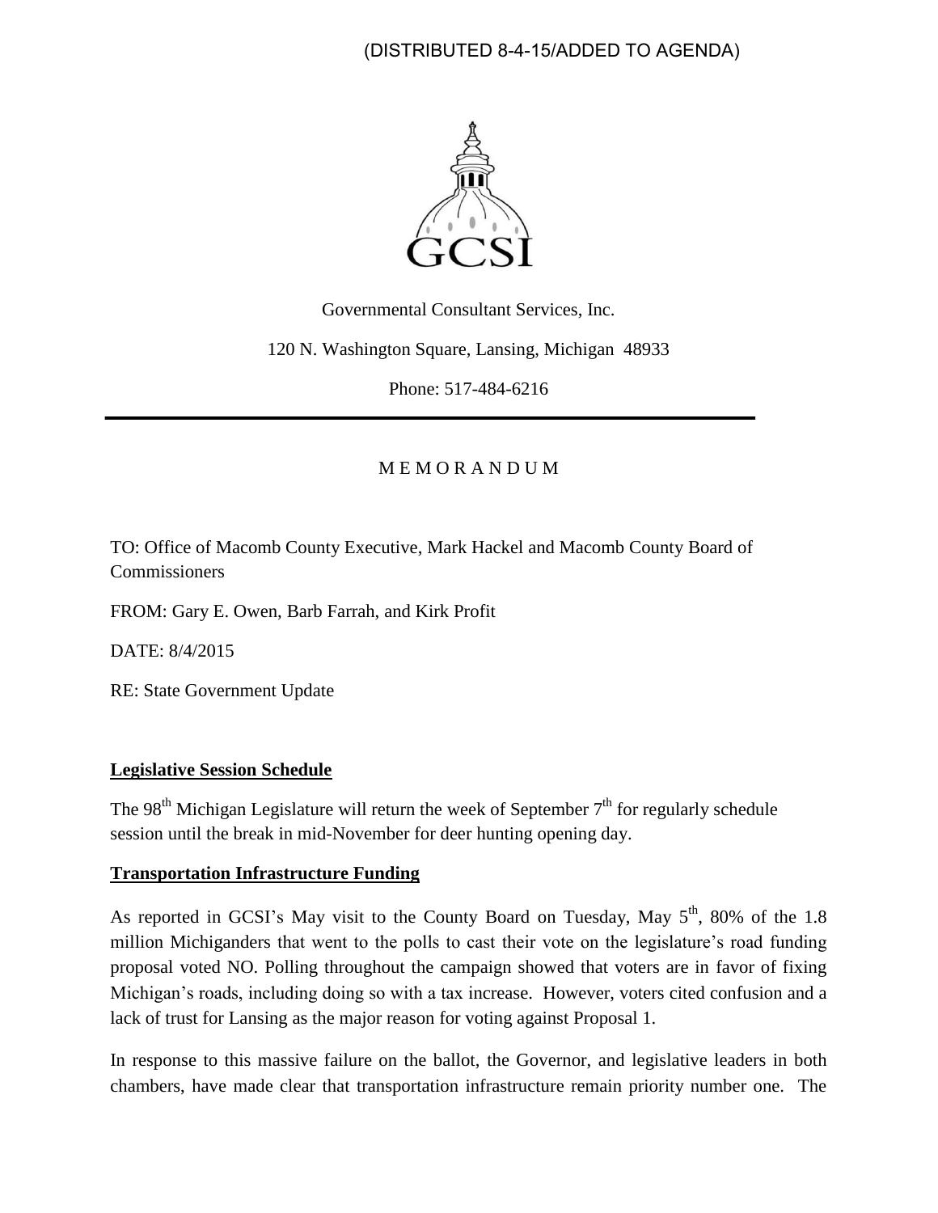(DISTRIBUTED 8-4-15/ADDED TO AGENDA)

GCSI

Governmental Consultant Services, Inc.

120 N. Washington Square, Lansing, Michigan 48933

Phone: 517-484-6216

---

M E M O R A N D U M

TO: Office of Macomb County Executive, Mark Hackel and Macomb County Board of Commissioners

FROM: Gary E. Owen, Barb Farrah, and Kirk Profit

DATE: 8/4/2015

RE: State Government Update

**Legislative Session Schedule**

The 98th Michigan Legislature will return the week of September 7th for regularly schedule session until the break in mid-November for deer hunting opening day.

**Transportation Infrastructure Funding**

As reported in GCSI's May visit to the County Board on Tuesday, May 5th, 80% of the 1.8 million Michiganders that went to the polls to cast their vote on the legislature's road funding proposal voted NO. Polling throughout the campaign showed that voters are in favor of fixing Michigan's roads, including doing so with a tax increase. However, voters cited confusion and a lack of trust for Lansing as the major reason for voting against Proposal 1.

In response to this massive failure on the ballot, the Governor, and legislative leaders in both chambers, have made clear that transportation infrastructure remain priority number one. The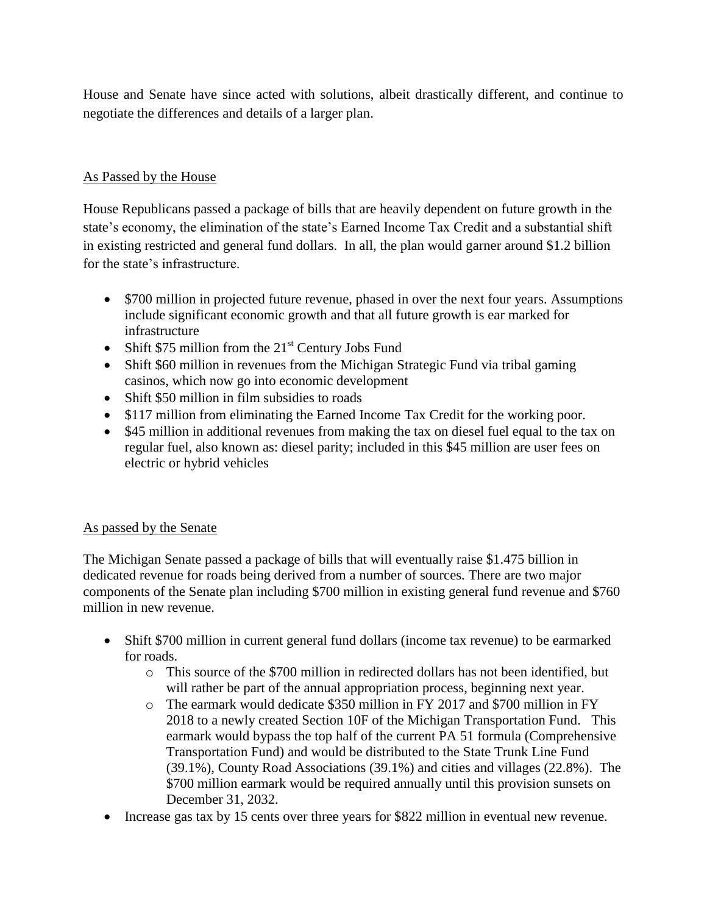House and Senate have since acted with solutions, albeit drastically different, and continue to negotiate the differences and details of a larger plan.

## As Passed by the House

House Republicans passed a package of bills that are heavily dependent on future growth in the state's economy, the elimination of the state's Earned Income Tax Credit and a substantial shift in existing restricted and general fund dollars. In all, the plan would garner around $1.2 billion for the state's infrastructure.

- $700 million in projected future revenue, phased in over the next four years. Assumptions include significant economic growth and that all future growth is ear marked for infrastructure
- Shift $75 million from the 21st Century Jobs Fund
- Shift $60 million in revenues from the Michigan Strategic Fund via tribal gaming casinos, which now go into economic development
- Shift $50 million in film subsidies to roads
- $117 million from eliminating the Earned Income Tax Credit for the working poor.
- $45 million in additional revenues from making the tax on diesel fuel equal to the tax on regular fuel, also known as: diesel parity; included in this $45 million are user fees on electric or hybrid vehicles

## As passed by the Senate

The Michigan Senate passed a package of bills that will eventually raise $1.475 billion in dedicated revenue for roads being derived from a number of sources. There are two major components of the Senate plan including $700 million in existing general fund revenue and $760 million in new revenue.

- Shift $700 million in current general fund dollars (income tax revenue) to be earmarked for roads.
  - This source of the $700 million in redirected dollars has not been identified, but will rather be part of the annual appropriation process, beginning next year.
  - The earmark would dedicate $350 million in FY 2017 and $700 million in FY 2018 to a newly created Section 10F of the Michigan Transportation Fund. This earmark would bypass the top half of the current PA 51 formula (Comprehensive Transportation Fund) and would be distributed to the State Trunk Line Fund (39.1%), County Road Associations (39.1%) and cities and villages (22.8%). The $700 million earmark would be required annually until this provision sunsets on December 31, 2032.
- Increase gas tax by 15 cents over three years for $822 million in eventual new revenue.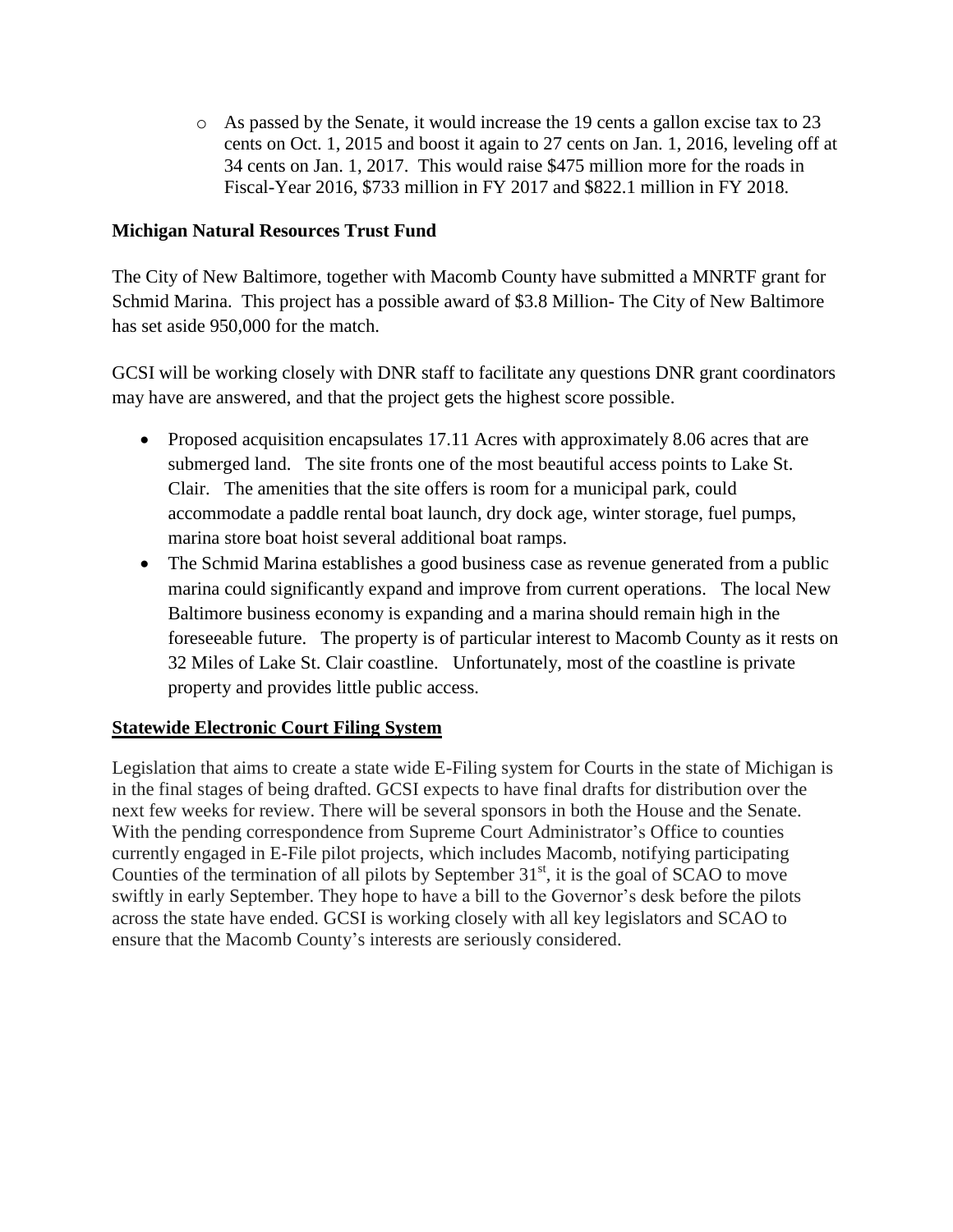- As passed by the Senate, it would increase the 19 cents a gallon excise tax to 23 cents on Oct. 1, 2015 and boost it again to 27 cents on Jan. 1, 2016, leveling off at 34 cents on Jan. 1, 2017. This would raise $475 million more for the roads in Fiscal-Year 2016, $733 million in FY 2017 and $822.1 million in FY 2018.

**Michigan Natural Resources Trust Fund**

The City of New Baltimore, together with Macomb County have submitted a MNRTF grant for Schmid Marina. This project has a possible award of $3.8 Million- The City of New Baltimore has set aside 950,000 for the match.

GCSI will be working closely with DNR staff to facilitate any questions DNR grant coordinators may have are answered, and that the project gets the highest score possible.

- Proposed acquisition encapsulates 17.11 Acres with approximately 8.06 acres that are submerged land. The site fronts one of the most beautiful access points to Lake St. Clair. The amenities that the site offers is room for a municipal park, could accommodate a paddle rental boat launch, dry dock age, winter storage, fuel pumps, marina store boat hoist several additional boat ramps.
- The Schmid Marina establishes a good business case as revenue generated from a public marina could significantly expand and improve from current operations. The local New Baltimore business economy is expanding and a marina should remain high in the foreseeable future. The property is of particular interest to Macomb County as it rests on 32 Miles of Lake St. Clair coastline. Unfortunately, most of the coastline is private property and provides little public access.

**Statewide Electronic Court Filing System**

Legislation that aims to create a state wide E-Filing system for Courts in the state of Michigan is in the final stages of being drafted. GCSI expects to have final drafts for distribution over the next few weeks for review. There will be several sponsors in both the House and the Senate. With the pending correspondence from Supreme Court Administrator's Office to counties currently engaged in E-File pilot projects, which includes Macomb, notifying participating Counties of the termination of all pilots by September 31st, it is the goal of SCAO to move swiftly in early September. They hope to have a bill to the Governor's desk before the pilots across the state have ended. GCSI is working closely with all key legislators and SCAO to ensure that the Macomb County's interests are seriously considered.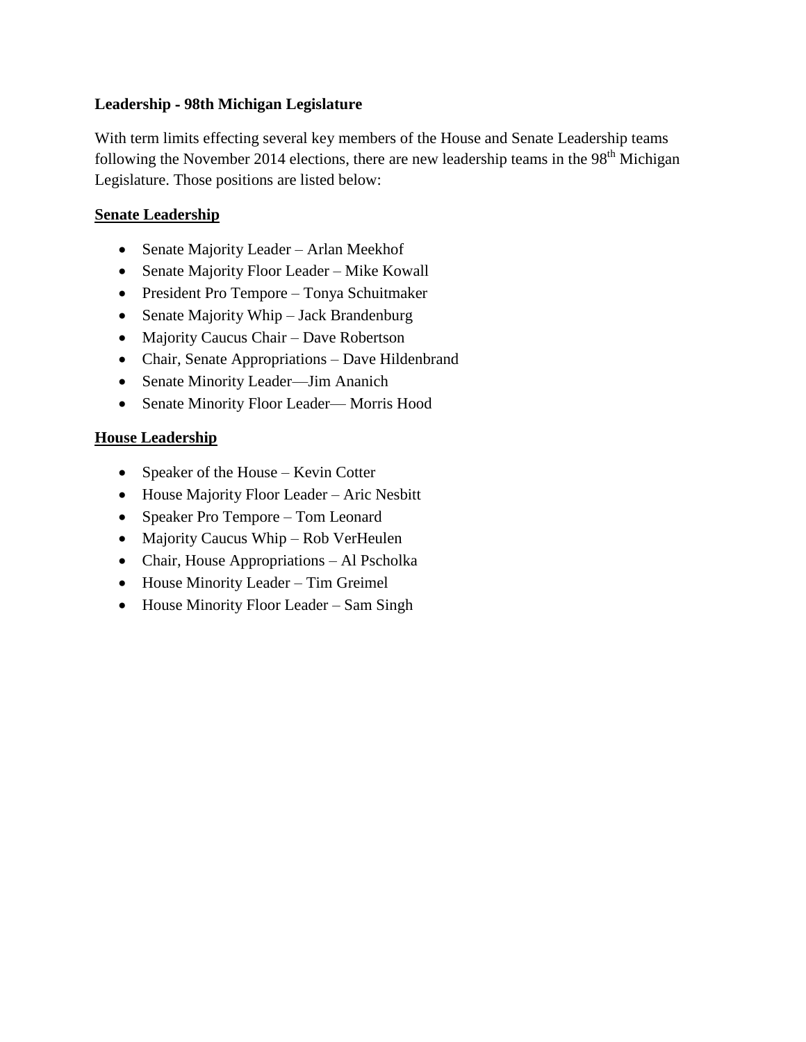**Leadership - 98th Michigan Legislature**

With term limits effecting several key members of the House and Senate Leadership teams following the November 2014 elections, there are new leadership teams in the 98th Michigan Legislature. Those positions are listed below:

**Senate Leadership**

- Senate Majority Leader – Arlan Meekhof
- Senate Majority Floor Leader – Mike Kowall
- President Pro Tempore – Tonya Schuitmaker
- Senate Majority Whip – Jack Brandenburg
- Majority Caucus Chair – Dave Robertson
- Chair, Senate Appropriations – Dave Hildenbrand
- Senate Minority Leader—Jim Ananich
- Senate Minority Floor Leader— Morris Hood

**House Leadership**

- Speaker of the House – Kevin Cotter
- House Majority Floor Leader – Aric Nesbitt
- Speaker Pro Tempore – Tom Leonard
- Majority Caucus Whip – Rob VerHeulen
- Chair, House Appropriations – Al Pscholka
- House Minority Leader – Tim Greimel
- House Minority Floor Leader – Sam Singh